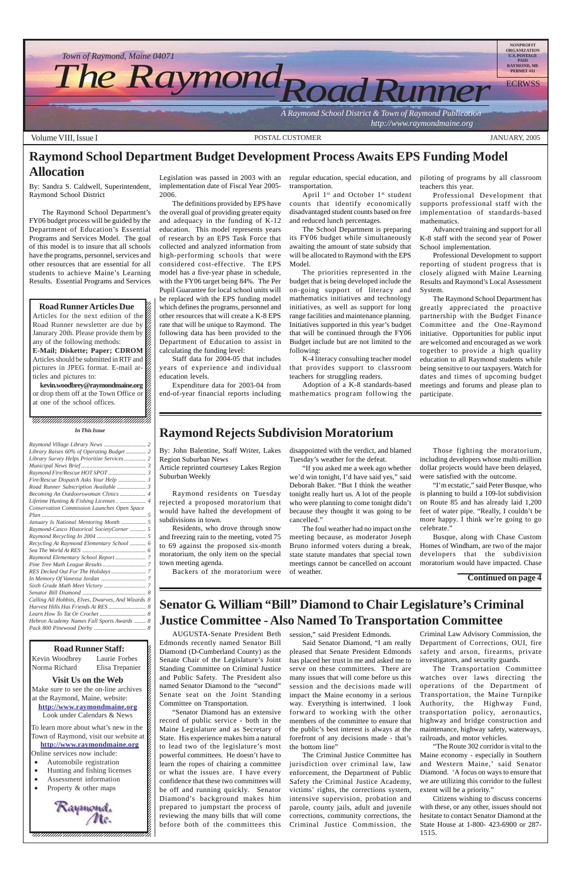Town of Raymond, Maine 04071

# The Raymond Road Runner

*A Raymond School District & Town of Raymond Publication*
*http://www.raymondmaine.org*

NONPROFIT ORGANIZATION U.S. POSTAGE PAID RAYMOND, ME PERMIT #11

ECRWSS

Volume VIII, Issue I — POSTAL CUSTOMER — JANUARY, 2005

## Raymond School Department Budget Development Process Awaits EPS Funding Model Allocation

By: Sandra S. Caldwell, Superintendent, Raymond School District

The Raymond School Department's FY06 budget process will be guided by the Department of Education's Essential Programs and Services Model. The goal of this model is to insure that all schools have the programs, personnel, services and other resources that are essential for all students to achieve Maine's Learning Results. Essential Programs and Services Legislation was passed in 2003 with an implementation date of Fiscal Year 2005-2006.

The definitions provided by EPS have the overall goal of providing greater equity and adequacy in the funding of K-12 education. This model represents years of research by an EPS Task Force that collected and analyzed information from high-performing schools that were considered cost-effective. The EPS model has a five-year phase in schedule, with the FY06 target being 84%. The Per Pupil Guarantee for local school units will be replaced with the EPS funding model which defines the programs, personnel and other resources that will create a K-8 EPS rate that will be unique to Raymond. The following data has been provided to the Department of Education to assist in calculating the funding level:

Staff data for 2004-05 that includes years of experience and individual education levels.

Expenditure data for 2003-04 from end-of-year financial reports including regular education, special education, and transportation.

April 1st and October 1st student counts that identify economically disadvantaged student counts based on free and reduced lunch percentages.

The School Department is preparing its FY06 budget while simultaneously awaiting the amount of state subsidy that will be allocated to Raymond with the EPS Model.

The priorities represented in the budget that is being developed include the on-going support of literacy and mathematics initiatives and technology initiatives, as well as support for long range facilities and maintenance planning. Initiatives supported in this year's budget that will be continued through the FY06 Budget include but are not limited to the following:

K-4 literacy consulting teacher model that provides support to classroom teachers for struggling readers.

Adoption of a K-8 standards-based mathematics program following the piloting of programs by all classroom teachers this year.

Professional Development that supports professional staff with the implementation of standards-based mathematics.

Advanced training and support for all K-8 staff with the second year of Power School implementation.

Professional Development to support reporting of student progress that is closely aligned with Maine Learning Results and Raymond's Local Assessment System.

The Raymond School Department has greatly appreciated the proactive partnership with the Budget Finance Committee and the One-Raymond initiative. Opportunities for public input are welcomed and encouraged as we work together to provide a high quality education to all Raymond students while being sensitive to our taxpayers. Watch for dates and times of upcoming budget meetings and forums and please plan to participate.

### Road Runner Articles Due

Articles for the next edition of the Road Runner newsletter are due by Janurary 20th. Please provide them by any of the following methods:
**E-Mail; Diskette; Paper; CDROM**
Articles should be submitted in RTF and pictures in JPEG format. E-mail articles and pictures to:
**kevin.woodbrey@raymondmaine.org**
or drop them off at the Town Office or at one of the school offices.

## Raymond Rejects Subdivision Moratorium

By: John Balentine, Staff Writer, Lakes Region Suburban News
Article reprinted courtesey Lakes Region Suburban Weekly

Raymond residents on Tuesday rejected a proposed moratorium that would have halted the development of subdivisions in town.

Residents, who drove through snow and freezing rain to the meeting, voted 75 to 69 against the proposed six-month moratorium, the only item on the special town meeting agenda.

Backers of the moratorium were disappointed with the verdict, and blamed Tuesday's weather for the defeat.

"If you asked me a week ago whether we'd win tonight, I'd have said yes," said Deborah Baker. "But I think the weather tonight really hurt us. A lot of the people who were planning to come tonight didn't because they thought it was going to be cancelled."

The foul weather had no impact on the meeting because, as moderator Joseph Bruno informed voters during a break, state statute mandates that special town meetings cannot be cancelled on account of weather.

Those fighting the moratorium, including developers whose multi-million dollar projects would have been delayed, were satisfied with the outcome.

"I'm ecstatic," said Peter Busque, who is planning to build a 109-lot subdivision on Route 85 and has already laid 1,200 feet of water pipe. "Really, I couldn't be more happy. I think we're going to go celebrate."

Busque, along with Chase Custom Homes of Windham, are two of the major developers that the subdivision moratorium would have impacted. Chase

**Continued on page 4**

### In This Issue

- *Raymond Village Library News* ... 2
- *Library Raises 60% of Operating Budget* ... 2
- *Library Survey Helps Prioritize Services* ... 2
- *Municipal News Brief* ... 3
- *Raymond Fire/Rescue HOT SPOT* ... 3
- *Fire/Rescue Dispatch Asks Your Help* ... 3
- *Road Runner Subscription Available* ... 3
- *Becoming An Outdoorswoman Clinics* ... 4
- *Lifetime Hunting & Fishing Licenses* ... 4
- *Conservation Commission Launches Open Space Plan* ... 5
- *January Is National Mentoring Month* ... 5
- *Raymond-Casco Historical SocietyCorner* ... 5
- *Raymond Recycling In 2004* ... 5
- *Recycling At Raymond Elementary School* ... 6
- *Sea The World At RES* ... 6
- *Raymond Elementary School Report* ... 7
- *Pine Tree Math League Results* ... 7
- *RES Decked Out For The Holidays* ... 7
- *In Memory Of Vanessa Jordan* ... 7
- *Sixth Grade Math Meet Victory* ... 7
- *Senator Bill Diamond* ... 8
- *Calling All Hobbits, Elves, Dwarves, And Wizards* 8
- *Harvest Hills Has Friends At RES* ... 8
- *Learn How To Tat Or Crochet* ... 8
- *Hebron Academy Names Fall Sports Awards* ... 8
- *Pack 800 Pinewood Derby* ... 8

### Road Runner Staff:

Kevin Woodbrey, Laurie Forbes, Norma Richard, Elisa Trepanier

### Visit Us on the Web

Make sure to see the on-line archives at the Raymond, Maine, website:
**http://www.raymondmaine.org**
Look under Calendars & News

To learn more about what's new in the Town of Raymond, visit our website at **http://www.raymondmaine.org**
Online services now include:

- Automobile registration
- Hunting and fishing licenses
- Assessment information
- Property & other maps

## Senator G. William "Bill" Diamond to Chair Legislature's Criminal Justice Committee - Also Named To Transportation Committee

AUGUSTA-Senate President Beth Edmonds recently named Senator Bill Diamond (D-Cumberland County) as the Senate Chair of the Legislature's Joint Standing Committee on Criminal Justice and Public Safety. The President also named Senator Diamond to the "second" Senate seat on the Joint Standing Committee on Transportation.

"Senator Diamond has an extensive record of public service - both in the Maine Legislature and as Secretary of State. His experience makes him a natural to lead two of the legislature's most powerful committees. He doesn't have to learn the ropes of chairing a committee or what the issues are. I have every confidence that these two committees will be off and running quickly. Senator Diamond's background makes him prepared to jumpstart the process of reviewing the many bills that will come before both of the committees this session," said President Edmonds.

Said Senator Diamond, "I am really pleased that Senate President Edmonds has placed her trust in me and asked me to serve on these committees. There are many issues that will come before us this session and the decisions made will impact the Maine economy in a serious way. Everything is intertwined. I look forward to working with the other members of the committee to ensure that the public's best interest is always at the forefront of any decisions made - that's the bottom line"

The Criminal Justice Committee has jurisdiction over criminal law, law enforcement, the Department of Public Safety the Criminal Justice Academy, victims' rights, the corrections system, intensive supervision, probation and parole, county jails, adult and juvenile corrections, community corrections, the Criminal Justice Commission, the Criminal Law Advisory Commission, the Department of Corrections, OUI, fire safety and arson, firearms, private investigators, and security guards.

The Transportation Committee watches over laws directing the operations of the Department of Transportation, the Maine Turnpike Authority, the Highway Fund, transportation policy, aeronautics, highway and bridge construction and maintenance, highway safety, waterways, railroads, and motor vehicles.

"The Route 302 corridor is vital to the Maine economy - especially in Southern and Western Maine,' said Senator Diamond. 'A focus on ways to ensure that we are utilizing this corridor to the fullest extent will be a priority."

Citizens wishing to discuss concerns with these, or any other, issues should not hesitate to contact Senator Diamond at the State House at 1-800- 423-6900 or 287-1515.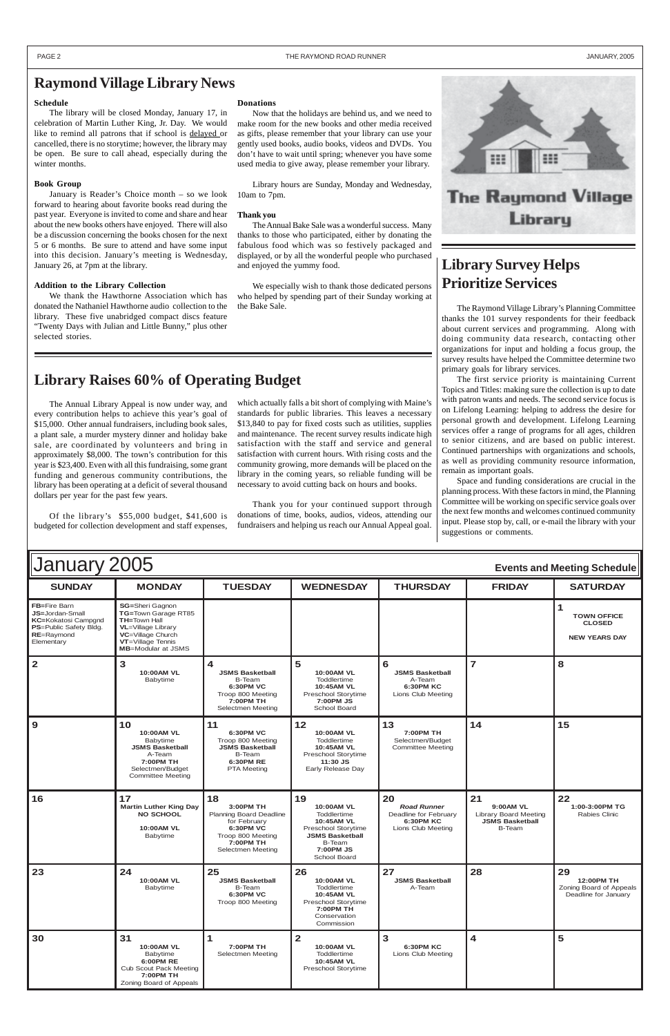# Raymond Village Library News

**Schedule**

The library will be closed Monday, January 17, in celebration of Martin Luther King, Jr. Day. We would like to remind all patrons that if school is delayed or cancelled, there is no storytime; however, the library may be open. Be sure to call ahead, especially during the winter months.

**Book Group**

January is Reader's Choice month – so we look forward to hearing about favorite books read during the past year. Everyone is invited to come and share and hear about the new books others have enjoyed. There will also be a discussion concerning the books chosen for the next 5 or 6 months. Be sure to attend and have some input into this decision. January's meeting is Wednesday, January 26, at 7pm at the library.

**Addition to the Library Collection**

We thank the Hawthorne Association which has donated the Nathaniel Hawthorne audio collection to the library. These five unabridged compact discs feature "Twenty Days with Julian and Little Bunny," plus other selected stories.

**Donations**

Now that the holidays are behind us, and we need to make room for the new books and other media received as gifts, please remember that your library can use your gently used books, audio books, videos and DVDs. You don't have to wait until spring; whenever you have some used media to give away, please remember your library.

Library hours are Sunday, Monday and Wednesday, 10am to 7pm.

**Thank you**

The Annual Bake Sale was a wonderful success. Many thanks to those who participated, either by donating the fabulous food which was so festively packaged and displayed, or by all the wonderful people who purchased and enjoyed the yummy food.

We especially wish to thank those dedicated persons who helped by spending part of their Sunday working at the Bake Sale.

The Raymond Village Library

## Library Raises 60% of Operating Budget

The Annual Library Appeal is now under way, and every contribution helps to achieve this year's goal of $15,000. Other annual fundraisers, including book sales, a plant sale, a murder mystery dinner and holiday bake sale, are coordinated by volunteers and bring in approximately $8,000. The town's contribution for this year is $23,400. Even with all this fundraising, some grant funding and generous community contributions, the library has been operating at a deficit of several thousand dollars per year for the past few years.

Of the library's $55,000 budget, $41,600 is budgeted for collection development and staff expenses, which actually falls a bit short of complying with Maine's standards for public libraries. This leaves a necessary $13,840 to pay for fixed costs such as utilities, supplies and maintenance. The recent survey results indicate high satisfaction with the staff and service and general satisfaction with current hours. With rising costs and the community growing, more demands will be placed on the library in the coming years, so reliable funding will be necessary to avoid cutting back on hours and books.

Thank you for your continued support through donations of time, books, audios, videos, attending our fundraisers and helping us reach our Annual Appeal goal.

## Library Survey Helps Prioritize Services

The Raymond Village Library's Planning Committee thanks the 101 survey respondents for their feedback about current services and programming. Along with doing community data research, contacting other organizations for input and holding a focus group, the survey results have helped the Committee determine two primary goals for library services.

The first service priority is maintaining Current Topics and Titles: making sure the collection is up to date with patron wants and needs. The second service focus is on Lifelong Learning: helping to address the desire for personal growth and development. Lifelong Learning services offer a range of programs for all ages, children to senior citizens, and are based on public interest. Continued partnerships with organizations and schools, as well as providing community resource information, remain as important goals.

Space and funding considerations are crucial in the planning process. With these factors in mind, the Planning Committee will be working on specific service goals over the next few months and welcomes continued community input. Please stop by, call, or e-mail the library with your suggestions or comments.

# January 2005

**Events and Meeting Schedule**

| SUNDAY | MONDAY | TUESDAY | WEDNESDAY | THURSDAY | FRIDAY | SATURDAY |
|---|---|---|---|---|---|---|
| **FB**=Fire Barn<br>**JS**=Jordan-Small<br>**KC**=Kokatosi Campgnd<br>**PS**=Public Safety Bldg.<br>**RE**=Raymond Elementary | **SG**=Sheri Gagnon<br>**TG**=Town Garage RT85<br>**TH**=Town Hall<br>**VL**=Village Library<br>**VC**=Village Church<br>**VT**=Village Tennis<br>**MB**=Modular at JSMS | | | | | **1**<br>**TOWN OFFICE CLOSED**<br>**NEW YEARS DAY** |
| **2** | **3**<br>**10:00AM VL**<br>Babytime | **4**<br>**JSMS Basketball**<br>B-Team<br>**6:30PM VC**<br>Troop 800 Meeting<br>**7:00PM TH**<br>Selectmen Meeting | **5**<br>**10:00AM VL**<br>Toddlertime<br>**10:45AM VL**<br>Preschool Storytime<br>**7:00PM JS**<br>School Board | **6**<br>**JSMS Basketball**<br>A-Team<br>**6:30PM KC**<br>Lions Club Meeting | **7** | **8** |
| **9** | **10**<br>**10:00AM VL**<br>Babytime<br>**JSMS Basketball**<br>A-Team<br>**7:00PM TH**<br>Selectmen/Budget Committee Meeting | **11**<br>**6:30PM VC**<br>Troop 800 Meeting<br>**JSMS Basketball**<br>B-Team<br>**6:30PM RE**<br>PTA Meeting | **12**<br>**10:00AM VL**<br>Toddlertime<br>**10:45AM VL**<br>Preschool Storytime<br>**11:30 JS**<br>Early Release Day | **13**<br>**7:00PM TH**<br>Selectmen/Budget Committee Meeting | **14** | **15** |
| **16** | **17**<br>**Martin Luther King Day**<br>**NO SCHOOL**<br>**10:00AM VL**<br>Babytime | **18**<br>**3:00PM TH**<br>Planning Board Deadline for February<br>**6:30PM VC**<br>Troop 800 Meeting<br>**7:00PM TH**<br>Selectmen Meeting | **19**<br>**10:00AM VL**<br>Toddlertime<br>**10:45AM VL**<br>Preschool Storytime<br>**JSMS Basketball**<br>B-Team<br>**7:00PM JS**<br>School Board | **20**<br>***Road Runner***<br>Deadline for February<br>**6:30PM KC**<br>Lions Club Meeting | **21**<br>**9:00AM VL**<br>Library Board Meeting<br>**JSMS Basketball**<br>B-Team | **22**<br>**1:00-3:00PM TG**<br>Rabies Clinic |
| **23** | **24**<br>**10:00AM VL**<br>Babytime | **25**<br>**JSMS Basketball**<br>B-Team<br>**6:30PM VC**<br>Troop 800 Meeting | **26**<br>**10:00AM VL**<br>Toddlertime<br>**10:45AM VL**<br>Preschool Storytime<br>**7:00PM TH**<br>Conservation Commission | **27**<br>**JSMS Basketball**<br>A-Team | **28** | **29**<br>**12:00PM TH**<br>Zoning Board of Appeals Deadline for January |
| **30** | **31**<br>**10:00AM VL**<br>Babytime<br>**6:00PM RE**<br>Cub Scout Pack Meeting<br>**7:00PM TH**<br>Zoning Board of Appeals | **1**<br>**7:00PM TH**<br>Selectmen Meeting | **2**<br>**10:00AM VL**<br>Toddlertime<br>**10:45AM VL**<br>Preschool Storytime | **3**<br>**6:30PM KC**<br>Lions Club Meeting | **4** | **5** |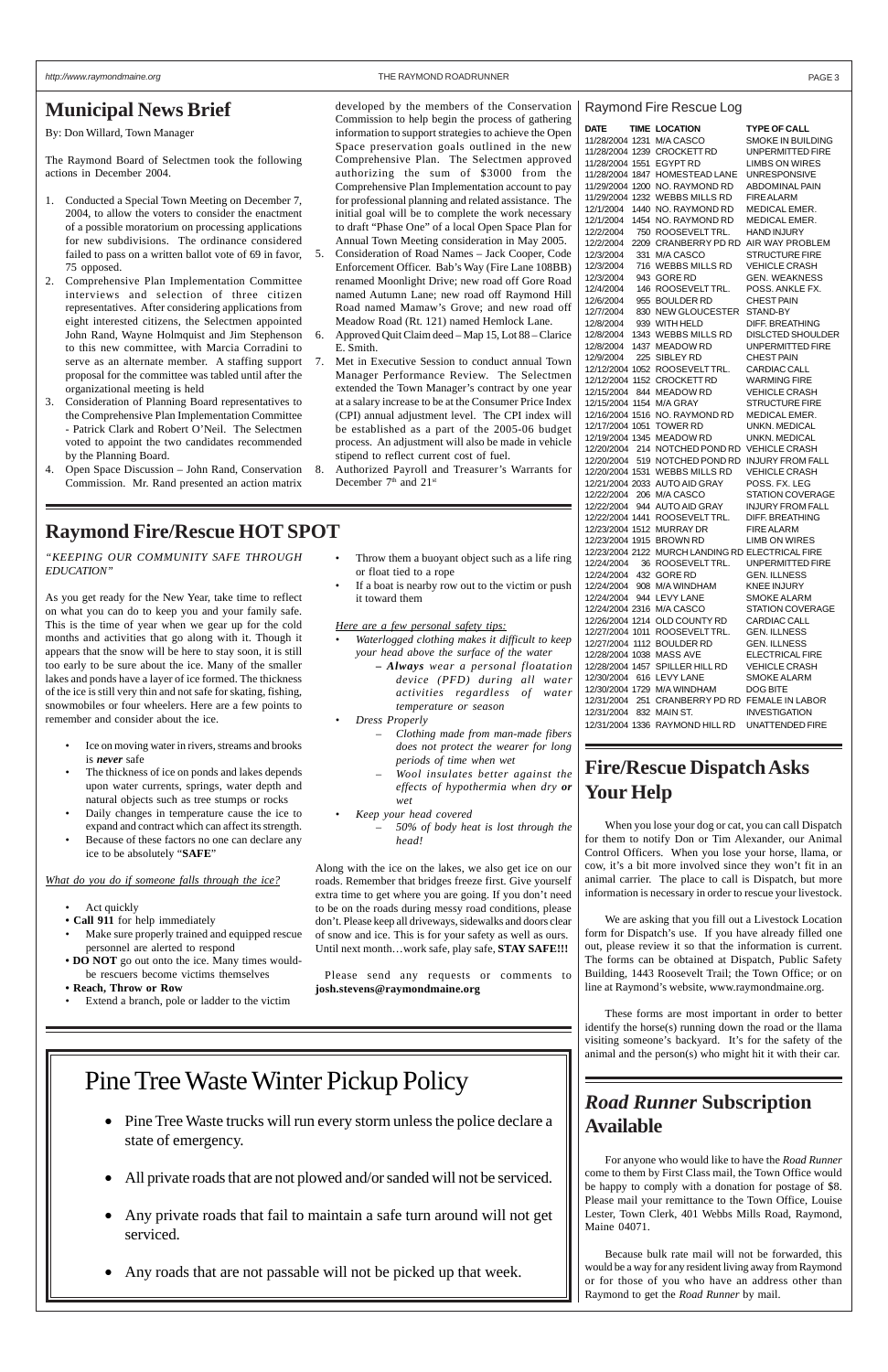# Municipal News Brief

By: Don Willard, Town Manager

The Raymond Board of Selectmen took the following actions in December 2004.

1. Conducted a Special Town Meeting on December 7, 2004, to allow the voters to consider the enactment of a possible moratorium on processing applications for new subdivisions. The ordinance considered failed to pass on a written ballot vote of 69 in favor, 75 opposed.
2. Comprehensive Plan Implementation Committee interviews and selection of three citizen representatives. After considering applications from eight interested citizens, the Selectmen appointed John Rand, Wayne Holmquist and Jim Stephenson to this new committee, with Marcia Corradini to serve as an alternate member. A staffing support proposal for the committee was tabled until after the organizational meeting is held
3. Consideration of Planning Board representatives to the Comprehensive Plan Implementation Committee - Patrick Clark and Robert O'Neil. The Selectmen voted to appoint the two candidates recommended by the Planning Board.
4. Open Space Discussion – John Rand, Conservation Commission. Mr. Rand presented an action matrix developed by the members of the Conservation Commission to help begin the process of gathering information to support strategies to achieve the Open Space preservation goals outlined in the new Comprehensive Plan. The Selectmen approved authorizing the sum of $3000 from the Comprehensive Plan Implementation account to pay for professional planning and related assistance. The initial goal will be to complete the work necessary to draft "Phase One" of a local Open Space Plan for Annual Town Meeting consideration in May 2005.
5. Consideration of Road Names – Jack Cooper, Code Enforcement Officer. Bab's Way (Fire Lane 108BB) renamed Moonlight Drive; new road off Gore Road named Autumn Lane; new road off Raymond Hill Road named Mamaw's Grove; and new road off Meadow Road (Rt. 121) named Hemlock Lane.
6. Approved Quit Claim deed – Map 15, Lot 88 – Clarice E. Smith.
7. Met in Executive Session to conduct annual Town Manager Performance Review. The Selectmen extended the Town Manager's contract by one year at a salary increase to be at the Consumer Price Index (CPI) annual adjustment level. The CPI index will be established as a part of the 2005-06 budget process. An adjustment will also be made in vehicle stipend to reflect current cost of fuel.
8. Authorized Payroll and Treasurer's Warrants for December 7th and 21st

# Raymond Fire/Rescue HOT SPOT

*"KEEPING OUR COMMUNITY SAFE THROUGH EDUCATION"*

As you get ready for the New Year, take time to reflect on what you can do to keep you and your family safe. This is the time of year when we gear up for the cold months and activities that go along with it. Though it appears that the snow will be here to stay soon, it is still too early to be sure about the ice. Many of the smaller lakes and ponds have a layer of ice formed. The thickness of the ice is still very thin and not safe for skating, fishing, snowmobiles or four wheelers. Here are a few points to remember and consider about the ice.

- Ice on moving water in rivers, streams and brooks is ***never*** safe
- The thickness of ice on ponds and lakes depends upon water currents, springs, water depth and natural objects such as tree stumps or rocks
- Daily changes in temperature cause the ice to expand and contract which can affect its strength.
- Because of these factors no one can declare any ice to be absolutely "**SAFE**"

*What do you do if someone falls through the ice?*

- Act quickly
- **Call 911** for help immediately
- Make sure properly trained and equipped rescue personnel are alerted to respond
- **DO NOT** go out onto the ice. Many times would-be rescuers become victims themselves
- **Reach, Throw or Row**
- Extend a branch, pole or ladder to the victim
- Throw them a buoyant object such as a life ring or float tied to a rope
- If a boat is nearby row out to the victim or push it toward them

*Here are a few personal safety tips:*

- *Waterlogged clothing makes it difficult to keep your head above the surface of the water*
  - ***Always*** *wear a personal floatation device (PFD) during all water activities regardless of water temperature or season*
- *Dress Properly*
  - *Clothing made from man-made fibers does not protect the wearer for long periods of time when wet*
  - *Wool insulates better against the effects of hypothermia when dry **or** wet*
- *Keep your head covered*
  - *50% of body heat is lost through the head!*

Along with the ice on the lakes, we also get ice on our roads. Remember that bridges freeze first. Give yourself extra time to get where you are going. If you don't need to be on the roads during messy road conditions, please don't. Please keep all driveways, sidewalks and doors clear of snow and ice. This is for your safety as well as ours. Until next month…work safe, play safe, **STAY SAFE!!!**

Please send any requests or comments to **josh.stevens@raymondmaine.org**

# Pine Tree Waste Winter Pickup Policy

- Pine Tree Waste trucks will run every storm unless the police declare a state of emergency.
- All private roads that are not plowed and/or sanded will not be serviced.
- Any private roads that fail to maintain a safe turn around will not get serviced.
- Any roads that are not passable will not be picked up that week.

## Raymond Fire Rescue Log

| DATE | TIME | LOCATION | TYPE OF CALL |
|---|---|---|---|
| 11/28/2004 | 1231 | M/A CASCO | SMOKE IN BUILDING |
| 11/28/2004 | 1239 | CROCKETT RD | UNPERMITTED FIRE |
| 11/28/2004 | 1551 | EGYPT RD | LIMBS ON WIRES |
| 11/28/2004 | 1847 | HOMESTEAD LANE | UNRESPONSIVE |
| 11/29/2004 | 1200 | NO. RAYMOND RD | ABDOMINAL PAIN |
| 11/29/2004 | 1232 | WEBBS MILLS RD | FIRE ALARM |
| 12/1/2004 | 1440 | NO. RAYMOND RD | MEDICAL EMER. |
| 12/1/2004 | 1454 | NO. RAYMOND RD | MEDICAL EMER. |
| 12/2/2004 | 750 | ROOSEVELT TRL. | HAND INJURY |
| 12/2/2004 | 2209 | CRANBERRY PD RD | AIR WAY PROBLEM |
| 12/3/2004 | 331 | M/A CASCO | STRUCTURE FIRE |
| 12/3/2004 | 716 | WEBBS MILLS RD | VEHICLE CRASH |
| 12/3/2004 | 943 | GORE RD | GEN. WEAKNESS |
| 12/4/2004 | 146 | ROOSEVELT TRL. | POSS. ANKLE FX. |
| 12/6/2004 | 955 | BOULDER RD | CHEST PAIN |
| 12/7/2004 | 830 | NEW GLOUCESTER | STAND-BY |
| 12/8/2004 | 939 | WITH HELD | DIFF. BREATHING |
| 12/8/2004 | 1343 | WEBBS MILLS RD | DISLCTED SHOULDER |
| 12/8/2004 | 1437 | MEADOW RD | UNPERMITTED FIRE |
| 12/9/2004 | 225 | SIBLEY RD | CHEST PAIN |
| 12/12/2004 | 1052 | ROOSEVELT TRL. | CARDIAC CALL |
| 12/12/2004 | 1152 | CROCKETT RD | WARMING FIRE |
| 12/15/2004 | 844 | MEADOW RD | VEHICLE CRASH |
| 12/15/2004 | 1154 | M/A GRAY | STRUCTURE FIRE |
| 12/16/2004 | 1516 | NO. RAYMOND RD | MEDICAL EMER. |
| 12/17/2004 | 1051 | TOWER RD | UNKN. MEDICAL |
| 12/19/2004 | 1345 | MEADOW RD | UNKN. MEDICAL |
| 12/20/2004 | 214 | NOTCHED POND RD | VEHICLE CRASH |
| 12/20/2004 | 519 | NOTCHED POND RD | INJURY FROM FALL |
| 12/20/2004 | 1531 | WEBBS MILLS RD | VEHICLE CRASH |
| 12/21/2004 | 2033 | AUTO AID GRAY | POSS. FX. LEG |
| 12/22/2004 | 206 | M/A CASCO | STATION COVERAGE |
| 12/22/2004 | 944 | AUTO AID GRAY | INJURY FROM FALL |
| 12/22/2004 | 1441 | ROOSEVELT TRL. | DIFF. BREATHING |
| 12/23/2004 | 1512 | MURRAY DR | FIRE ALARM |
| 12/23/2004 | 1915 | BROWN RD | LIMB ON WIRES |
| 12/23/2004 | 2122 | MURCH LANDING RD | ELECTRICAL FIRE |
| 12/24/2004 | 36 | ROOSEVELT TRL. | UNPERMITTED FIRE |
| 12/24/2004 | 432 | GORE RD | GEN. ILLNESS |
| 12/24/2004 | 908 | M/A WINDHAM | KNEE INJURY |
| 12/24/2004 | 944 | LEVY LANE | SMOKE ALARM |
| 12/24/2004 | 2316 | M/A CASCO | STATION COVERAGE |
| 12/26/2004 | 1214 | OLD COUNTY RD | CARDIAC CALL |
| 12/27/2004 | 1011 | ROOSEVELT TRL. | GEN. ILLNESS |
| 12/27/2004 | 1112 | BOULDER RD | GEN. ILLNESS |
| 12/28/2004 | 1038 | MASS AVE | ELECTRICAL FIRE |
| 12/28/2004 | 1457 | SPILLER HILL RD | VEHICLE CRASH |
| 12/30/2004 | 616 | LEVY LANE | SMOKE ALARM |
| 12/30/2004 | 1729 | M/A WINDHAM | DOG BITE |
| 12/31/2004 | 251 | CRANBERRY PD RD | FEMALE IN LABOR |
| 12/31/2004 | 832 | MAIN ST. | INVESTIGATION |
| 12/31/2004 | 1336 | RAYMOND HILL RD | UNATTENDED FIRE |

# Fire/Rescue Dispatch Asks Your Help

When you lose your dog or cat, you can call Dispatch for them to notify Don or Tim Alexander, our Animal Control Officers. When you lose your horse, llama, or cow, it's a bit more involved since they won't fit in an animal carrier. The place to call is Dispatch, but more information is necessary in order to rescue your livestock.

We are asking that you fill out a Livestock Location form for Dispatch's use. If you have already filled one out, please review it so that the information is current. The forms can be obtained at Dispatch, Public Safety Building, 1443 Roosevelt Trail; the Town Office; or on line at Raymond's website, www.raymondmaine.org.

These forms are most important in order to better identify the horse(s) running down the road or the llama visiting someone's backyard. It's for the safety of the animal and the person(s) who might hit it with their car.

# *Road Runner* Subscription Available

For anyone who would like to have the *Road Runner* come to them by First Class mail, the Town Office would be happy to comply with a donation for postage of $8. Please mail your remittance to the Town Office, Louise Lester, Town Clerk, 401 Webbs Mills Road, Raymond, Maine 04071.

Because bulk rate mail will not be forwarded, this would be a way for any resident living away from Raymond or for those of you who have an address other than Raymond to get the *Road Runner* by mail.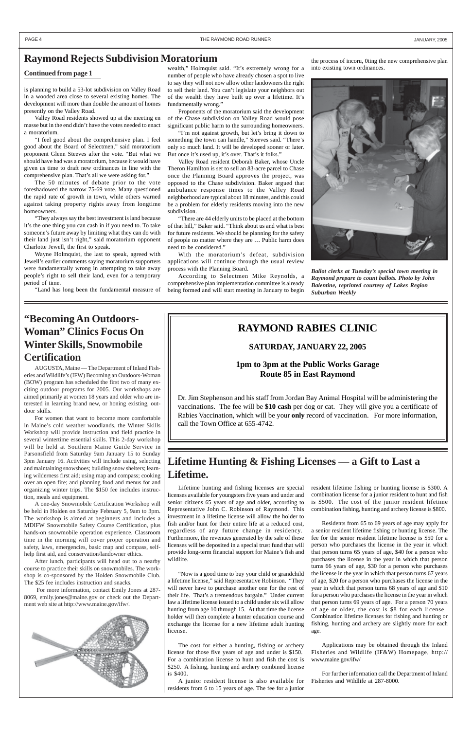# Raymond Rejects Subdivision Moratorium

**Continued from page 1**

is planning to build a 53-lot subdivision on Valley Road in a wooded area close to several existing homes. The development will more than double the amount of homes presently on the Valley Road.

Valley Road residents showed up at the meeting en masse but in the end didn't have the votes needed to enact a moratorium.

"I feel good about the comprehensive plan. I feel good about the Board of Selectmen," said moratorium proponent Glenn Steeves after the vote. "But what we should have had was a moratorium, because it would have given us time to draft new ordinances in line with the comprehensive plan. That's all we were asking for."

The 50 minutes of debate prior to the vote foreshadowed the narrow 75-69 vote. Many questioned the rapid rate of growth in town, while others warned against taking property rights away from longtime homeowners.

"They always say the best investment is land because it's the one thing you can cash in if you need to. To take someone's future away by limiting what they can do with their land just isn't right," said moratorium opponent Charlotte Jewell, the first to speak.

Wayne Holmquist, the last to speak, agreed with Jewell's earlier comments saying moratorium supporters were fundamentally wrong in attempting to take away people's right to sell their land, even for a temporary period of time.

"Land has long been the fundamental measure of wealth," Holmquist said. "It's extremely wrong for a number of people who have already chosen a spot to live to say they will not now allow other landowners the right to sell their land. You can't legislate your neighbors out of the wealth they have built up over a lifetime. It's fundamentally wrong."

Proponents of the moratorium said the development of the Chase subdivision on Valley Road would pose significant public harm to the surrounding homeowners.

"I'm not against growth, but let's bring it down to something the town can handle," Steeves said. "There's only so much land. It will be developed sooner or later. But once it's used up, it's over. That's it folks."

Valley Road resident Deborah Baker, whose Uncle Theron Hamilton is set to sell an 83-acre parcel to Chase once the Planning Board approves the project, was opposed to the Chase subdivision. Baker argued that ambulance response times to the Valley Road neighborhood are typical about 18 minutes, and this could be a problem for elderly residents moving into the new subdivision.

"There are 44 elderly units to be placed at the bottom of that hill," Baker said. "Think about us and what is best for future residents. We should be planning for the safety of people no matter where they are … Public harm does need to be considered."

With the moratorium's defeat, subdivision applications will continue through the usual review process with the Planning Board.

According to Selectmen Mike Reynolds, a comprehensive plan implementation committee is already being formed and will start meeting in January to begin the process of incoru, 0ting the new comprehensive plan into existing town ordinances.

*Ballot clerks at Tuesday's special town meeting in Raymond prepare to count ballots. Photo by John Balentine, reprinted courtesy of Lakes Region Suburban Weekly*

# "Becoming An Outdoors-Woman" Clinics Focus On Winter Skills, Snowmobile Certification

AUGUSTA, Maine — The Department of Inland Fisheries and Wildlife's (IFW) Becoming an Outdoors-Woman (BOW) program has scheduled the first two of many exciting outdoor programs for 2005. Our workshops are aimed primarily at women 18 years and older who are interested in learning brand new, or honing existing, outdoor skills.

For women that want to become more comfortable in Maine's cold weather woodlands, the Winter Skills Workshop will provide instruction and field practice in several wintertime essential skills. This 2-day workshop will be held at Southern Maine Guide Service in Parsonsfield from Saturday 9am January 15 to Sunday 3pm January 16. Activities will include using, selecting and maintaining snowshoes; building snow shelters; learning wilderness first aid; using map and compass; cooking over an open fire; and planning food and menus for and organizing winter trips. The $150 fee includes instruction, meals and equipment.

A one-day Snowmobile Certification Workshop will be held in Holden on Saturday February 5, 9am to 3pm. The workshop is aimed at beginners and includes a MDIFW Snowmobile Safety Course Certification, plus hands-on snowmobile operation experience. Classroom time in the morning will cover proper operation and safety, laws, emergencies, basic map and compass, self-help first aid, and conservation/landowner ethics.

After lunch, participants will head out to a nearby course to practice their skills on snowmobiles. The workshop is co-sponsored by the Holden Snowmobile Club. The $25 fee includes instruction and snacks.

For more information, contact Emily Jones at 287-8069, emily.jones@maine.gov or check out the Department web site at http://www.maine.gov/ifw/.

# RAYMOND RABIES CLINIC

**SATURDAY, JANUARY 22, 2005**

**1pm to 3pm at the Public Works Garage**
**Route 85 in East Raymond**

Dr. Jim Stephenson and his staff from Jordan Bay Animal Hospital will be administering the vaccinations. The fee will be **$10 cash** per dog or cat. They will give you a certificate of Rabies Vaccination, which will be your **only** record of vaccination. For more information, call the Town Office at 655-4742.

# Lifetime Hunting & Fishing Licenses — a Gift to Last a Lifetime.

Lifetime hunting and fishing licenses are special licenses available for youngsters five years and under and senior citizens 65 years of age and older, according to Representative John C. Robinson of Raymond. This investment in a lifetime license will allow the holder to fish and/or hunt for their entire life at a reduced cost, regardless of any future change in residency. Furthermore, the revenues generated by the sale of these licenses will be deposited in a special trust fund that will provide long-term financial support for Maine's fish and wildlife.

"Now is a good time to buy your child or grandchild a lifetime license," said Representative Robinson. "They will never have to purchase another one for the rest of their life. That's a tremendous bargain." Under current law a lifetime license issued to a child under six will allow hunting from age 10 through 15. At that time the license holder will then complete a hunter education course and exchange the license for a new lifetime adult hunting license.

The cost for either a hunting, fishing or archery license for those five years of age and under is $150. For a combination license to hunt and fish the cost is $250. A fishing, hunting and archery combined license is $400.

A junior resident license is also available for residents from 6 to 15 years of age. The fee for a junior resident lifetime fishing or hunting license is $300. A combination license for a junior resident to hunt and fish is $500. The cost of the junior resident lifetime combination fishing, hunting and archery license is $800.

Residents from 65 to 69 years of age may apply for a senior resident lifetime fishing or hunting license. The fee for the senior resident lifetime license is $50 for a person who purchases the license in the year in which that person turns 65 years of age, $40 for a person who purchases the license in the year in which that person turns 66 years of age, $30 for a person who purchases the license in the year in which that person turns 67 years of age, $20 for a person who purchases the license in the year in which that person turns 68 years of age and $10 for a person who purchases the license in the year in which that person turns 69 years of age. For a person 70 years of age or older, the cost is $8 for each license. Combination lifetime licenses for fishing and hunting or fishing, hunting and archery are slightly more for each age.

Applications may be obtained through the Inland Fisheries and Wildlife (IF&W) Homepage, http://www.maine.gov/ifw/

For further information call the Department of Inland Fisheries and Wildlife at 287-8000.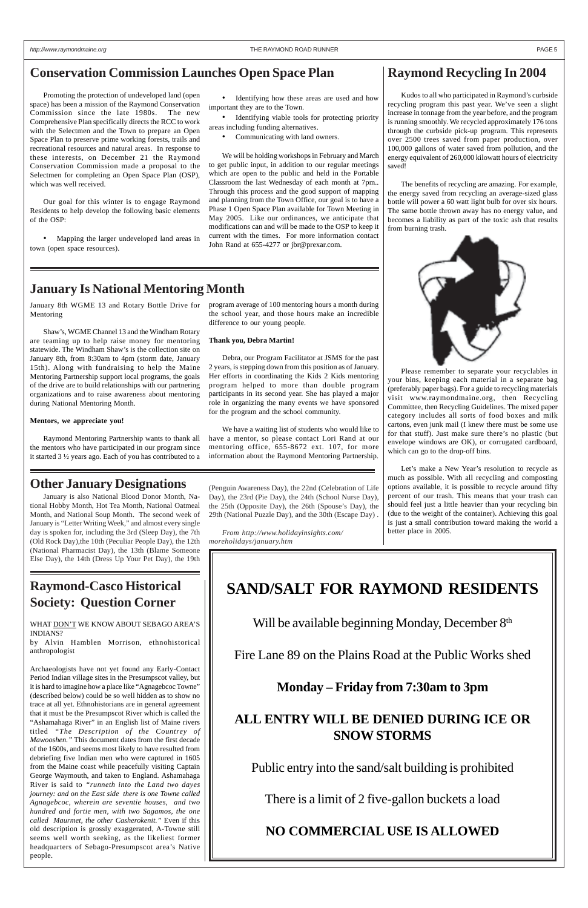## Conservation Commission Launches Open Space Plan

Promoting the protection of undeveloped land (open space) has been a mission of the Raymond Conservation Commission since the late 1980s. The new Comprehensive Plan specifically directs the RCC to work with the Selectmen and the Town to prepare an Open Space Plan to preserve prime working forests, trails and recreational resources and natural areas. In response to these interests, on December 21 the Raymond Conservation Commission made a proposal to the Selectmen for completing an Open Space Plan (OSP), which was well received.

Our goal for this winter is to engage Raymond Residents to help develop the following basic elements of the OSP:

- Mapping the larger undeveloped land areas in town (open space resources).
- Identifying how these areas are used and how important they are to the Town.
- Identifying viable tools for protecting priority areas including funding alternatives.
- Communicating with land owners.

We will be holding workshops in February and March to get public input, in addition to our regular meetings which are open to the public and held in the Portable Classroom the last Wednesday of each month at 7pm.. Through this process and the good support of mapping and planning from the Town Office, our goal is to have a Phase 1 Open Space Plan available for Town Meeting in May 2005. Like our ordinances, we anticipate that modifications can and will be made to the OSP to keep it current with the times. For more information contact John Rand at 655-4277 or jbr@prexar.com.

## January Is National Mentoring Month

January 8th WGME 13 and Rotary Bottle Drive for Mentoring

Shaw's, WGME Channel 13 and the Windham Rotary are teaming up to help raise money for mentoring statewide. The Windham Shaw's is the collection site on January 8th, from 8:30am to 4pm (storm date, January 15th). Along with fundraising to help the Maine Mentoring Partnership support local programs, the goals of the drive are to build relationships with our partnering organizations and to raise awareness about mentoring during National Mentoring Month.

**Mentors, we appreciate you!**

Raymond Mentoring Partnership wants to thank all the mentors who have participated in our program since it started 3 ½ years ago. Each of you has contributed to a program average of 100 mentoring hours a month during the school year, and those hours make an incredible difference to our young people.

**Thank you, Debra Martin!**

Debra, our Program Facilitator at JSMS for the past 2 years, is stepping down from this position as of January. Her efforts in coordinating the Kids 2 Kids mentoring program helped to more than double program participants in its second year. She has played a major role in organizing the many events we have sponsored for the program and the school community.

We have a waiting list of students who would like to have a mentor, so please contact Lori Rand at our mentoring office, 655-8672 ext. 107, for more information about the Raymond Mentoring Partnership.

## Other January Designations

January is also National Blood Donor Month, National Hobby Month, Hot Tea Month, National Oatmeal Month, and National Soup Month. The second week of January is "Letter Writing Week," and almost every single day is spoken for, including the 3rd (Sleep Day), the 7th (Old Rock Day),the 10th (Peculiar People Day), the 12th (National Pharmacist Day), the 13th (Blame Someone Else Day), the 14th (Dress Up Your Pet Day), the 19th (Penguin Awareness Day), the 22nd (Celebration of Life Day), the 23rd (Pie Day), the 24th (School Nurse Day), the 25th (Opposite Day), the 26th (Spouse's Day), the 29th (National Puzzle Day), and the 30th (Escape Day) .

*From http://www.holidayinsights.com/moreholidays/january.htm*

## Raymond Recycling In 2004

Kudos to all who participated in Raymond's curbside recycling program this past year. We've seen a slight increase in tonnage from the year before, and the program is running smoothly. We recycled approximately 176 tons through the curbside pick-up program. This represents over 2500 trees saved from paper production, over 100,000 gallons of water saved from pollution, and the energy equivalent of 260,000 kilowatt hours of electricity saved!

The benefits of recycling are amazing. For example, the energy saved from recycling an average-sized glass bottle will power a 60 watt light bulb for over six hours. The same bottle thrown away has no energy value, and becomes a liability as part of the toxic ash that results from burning trash.

Please remember to separate your recyclables in your bins, keeping each material in a separate bag (preferably paper bags). For a guide to recycling materials visit www.raymondmaine.org, then Recycling Committee, then Recycling Guidelines. The mixed paper category includes all sorts of food boxes and milk cartons, even junk mail (I knew there must be some use for that stuff). Just make sure there's no plastic (but envelope windows are OK), or corrugated cardboard, which can go to the drop-off bins.

Let's make a New Year's resolution to recycle as much as possible. With all recycling and composting options available, it is possible to recycle around fifty percent of our trash. This means that your trash can should feel just a little heavier than your recycling bin (due to the weight of the container). Achieving this goal is just a small contribution toward making the world a better place in 2005.

## Raymond-Casco Historical Society: Question Corner

WHAT DON'T WE KNOW ABOUT SEBAGO AREA'S INDIANS?

by Alvin Hamblen Morrison, ethnohistorical anthropologist

Archaeologists have not yet found any Early-Contact Period Indian village sites in the Presumpscot valley, but it is hard to imagine how a place like "Agnagebcoc Towne" (described below) could be so well hidden as to show no trace at all yet. Ethnohistorians are in general agreement that it must be the Presumpscot River which is called the "Ashamahaga River" in an English list of Maine rivers titled *"The Description of the Countrey of Mawooshen."* This document dates from the first decade of the 1600s, and seems most likely to have resulted from debriefing five Indian men who were captured in 1605 from the Maine coast while peacefully visiting Captain George Waymouth, and taken to England. Ashamahaga River is said to *"runneth into the Land two dayes journey: and on the East side there is one Towne called Agnagebcoc, wherein are seventie houses, and two hundred and fortie men, with two Sagamos, the one called Maurmet, the other Casherokenit."* Even if this old description is grossly exaggerated, A-Towne still seems well worth seeking, as the likeliest former headquarters of Sebago-Presumpscot area's Native people.

# SAND/SALT FOR RAYMOND RESIDENTS

Will be available beginning Monday, December 8th

Fire Lane 89 on the Plains Road at the Public Works shed

**Monday – Friday from 7:30am to 3pm**

**ALL ENTRY WILL BE DENIED DURING ICE OR SNOW STORMS**

Public entry into the sand/salt building is prohibited

There is a limit of 2 five-gallon buckets a load

**NO COMMERCIAL USE IS ALLOWED**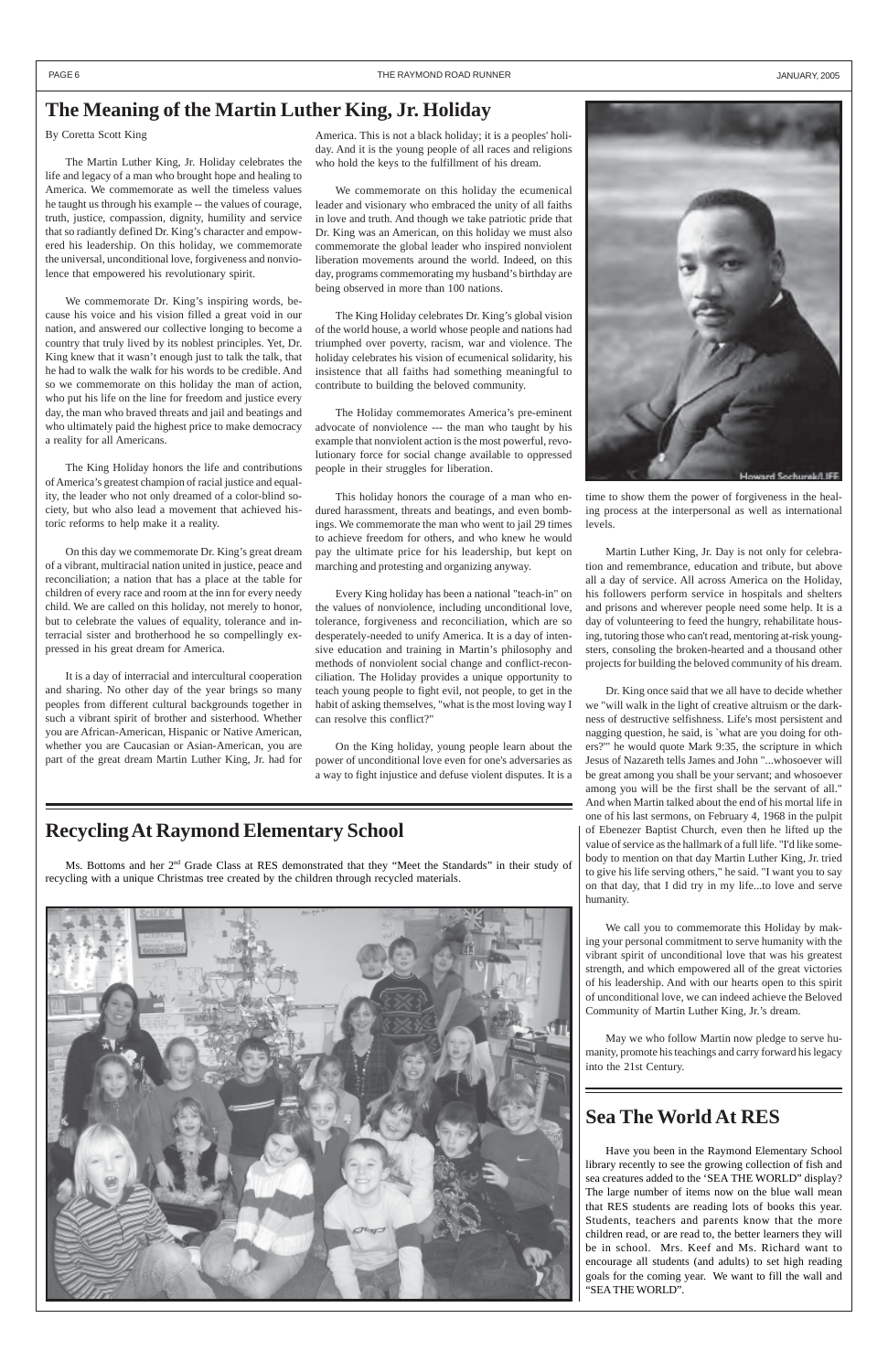# The Meaning of the Martin Luther King, Jr. Holiday

By Coretta Scott King

The Martin Luther King, Jr. Holiday celebrates the life and legacy of a man who brought hope and healing to America. We commemorate as well the timeless values he taught us through his example -- the values of courage, truth, justice, compassion, dignity, humility and service that so radiantly defined Dr. King's character and empowered his leadership. On this holiday, we commemorate the universal, unconditional love, forgiveness and nonviolence that empowered his revolutionary spirit.

We commemorate Dr. King's inspiring words, because his voice and his vision filled a great void in our nation, and answered our collective longing to become a country that truly lived by its noblest principles. Yet, Dr. King knew that it wasn't enough just to talk the talk, that he had to walk the walk for his words to be credible. And so we commemorate on this holiday the man of action, who put his life on the line for freedom and justice every day, the man who braved threats and jail and beatings and who ultimately paid the highest price to make democracy a reality for all Americans.

The King Holiday honors the life and contributions of America's greatest champion of racial justice and equality, the leader who not only dreamed of a color-blind society, but who also lead a movement that achieved historic reforms to help make it a reality.

On this day we commemorate Dr. King's great dream of a vibrant, multiracial nation united in justice, peace and reconciliation; a nation that has a place at the table for children of every race and room at the inn for every needy child. We are called on this holiday, not merely to honor, but to celebrate the values of equality, tolerance and interracial sister and brotherhood he so compellingly expressed in his great dream for America.

It is a day of interracial and intercultural cooperation and sharing. No other day of the year brings so many peoples from different cultural backgrounds together in such a vibrant spirit of brother and sisterhood. Whether you are African-American, Hispanic or Native American, whether you are Caucasian or Asian-American, you are part of the great dream Martin Luther King, Jr. had for America. This is not a black holiday; it is a peoples' holiday. And it is the young people of all races and religions who hold the keys to the fulfillment of his dream.

We commemorate on this holiday the ecumenical leader and visionary who embraced the unity of all faiths in love and truth. And though we take patriotic pride that Dr. King was an American, on this holiday we must also commemorate the global leader who inspired nonviolent liberation movements around the world. Indeed, on this day, programs commemorating my husband's birthday are being observed in more than 100 nations.

The King Holiday celebrates Dr. King's global vision of the world house, a world whose people and nations had triumphed over poverty, racism, war and violence. The holiday celebrates his vision of ecumenical solidarity, his insistence that all faiths had something meaningful to contribute to building the beloved community.

The Holiday commemorates America's pre-eminent advocate of nonviolence --- the man who taught by his example that nonviolent action is the most powerful, revolutionary force for social change available to oppressed people in their struggles for liberation.

This holiday honors the courage of a man who endured harassment, threats and beatings, and even bombings. We commemorate the man who went to jail 29 times to achieve freedom for others, and who knew he would pay the ultimate price for his leadership, but kept on marching and protesting and organizing anyway.

Every King holiday has been a national "teach-in" on the values of nonviolence, including unconditional love, tolerance, forgiveness and reconciliation, which are so desperately-needed to unify America. It is a day of intensive education and training in Martin's philosophy and methods of nonviolent social change and conflict-reconciliation. The Holiday provides a unique opportunity to teach young people to fight evil, not people, to get in the habit of asking themselves, "what is the most loving way I can resolve this conflict?"

On the King holiday, young people learn about the power of unconditional love even for one's adversaries as a way to fight injustice and defuse violent disputes. It is a time to show them the power of forgiveness in the healing process at the interpersonal as well as international levels.

Howard Sochurek/LIFE

Martin Luther King, Jr. Day is not only for celebration and remembrance, education and tribute, but above all a day of service. All across America on the Holiday, his followers perform service in hospitals and shelters and prisons and wherever people need some help. It is a day of volunteering to feed the hungry, rehabilitate housing, tutoring those who can't read, mentoring at-risk youngsters, consoling the broken-hearted and a thousand other projects for building the beloved community of his dream.

Dr. King once said that we all have to decide whether we "will walk in the light of creative altruism or the darkness of destructive selfishness. Life's most persistent and nagging question, he said, is `what are you doing for others?'" he would quote Mark 9:35, the scripture in which Jesus of Nazareth tells James and John "...whosoever will be great among you shall be your servant; and whosoever among you will be the first shall be the servant of all." And when Martin talked about the end of his mortal life in one of his last sermons, on February 4, 1968 in the pulpit of Ebenezer Baptist Church, even then he lifted up the value of service as the hallmark of a full life. "I'd like somebody to mention on that day Martin Luther King, Jr. tried to give his life serving others," he said. "I want you to say on that day, that I did try in my life...to love and serve humanity.

We call you to commemorate this Holiday by making your personal commitment to serve humanity with the vibrant spirit of unconditional love that was his greatest strength, and which empowered all of the great victories of his leadership. And with our hearts open to this spirit of unconditional love, we can indeed achieve the Beloved Community of Martin Luther King, Jr.'s dream.

May we who follow Martin now pledge to serve humanity, promote his teachings and carry forward his legacy into the 21st Century.

# Recycling At Raymond Elementary School

Ms. Bottoms and her 2nd Grade Class at RES demonstrated that they "Meet the Standards" in their study of recycling with a unique Christmas tree created by the children through recycled materials.

# Sea The World At RES

Have you been in the Raymond Elementary School library recently to see the growing collection of fish and sea creatures added to the 'SEA THE WORLD" display? The large number of items now on the blue wall mean that RES students are reading lots of books this year. Students, teachers and parents know that the more children read, or are read to, the better learners they will be in school. Mrs. Keef and Ms. Richard want to encourage all students (and adults) to set high reading goals for the coming year. We want to fill the wall and "SEA THE WORLD".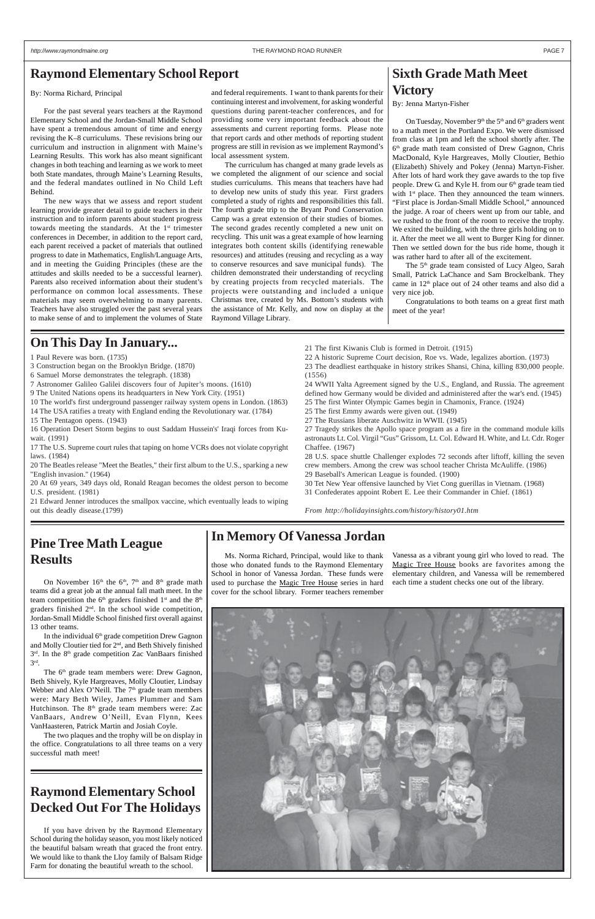# Raymond Elementary School Report

By: Norma Richard, Principal

For the past several years teachers at the Raymond Elementary School and the Jordan-Small Middle School have spent a tremendous amount of time and energy revising the K–8 curriculums. These revisions bring our curriculum and instruction in alignment with Maine's Learning Results. This work has also meant significant changes in both teaching and learning as we work to meet both State mandates, through Maine's Learning Results, and the federal mandates outlined in No Child Left Behind.

The new ways that we assess and report student learning provide greater detail to guide teachers in their instruction and to inform parents about student progress towards meeting the standards. At the 1st trimester conferences in December, in addition to the report card, each parent received a packet of materials that outlined progress to date in Mathematics, English/Language Arts, and in meeting the Guiding Principles (these are the attitudes and skills needed to be a successful learner). Parents also received information about their student's performance on common local assessments. These materials may seem overwhelming to many parents. Teachers have also struggled over the past several years to make sense of and to implement the volumes of State and federal requirements. I want to thank parents for their continuing interest and involvement, for asking wonderful questions during parent-teacher conferences, and for providing some very important feedback about the assessments and current reporting forms. Please note that report cards and other methods of reporting student progress are still in revision as we implement Raymond's local assessment system.

The curriculum has changed at many grade levels as we completed the alignment of our science and social studies curriculums. This means that teachers have had to develop new units of study this year. First graders completed a study of rights and responsibilities this fall. The fourth grade trip to the Bryant Pond Conservation Camp was a great extension of their studies of biomes. The second grades recently completed a new unit on recycling. This unit was a great example of how learning integrates both content skills (identifying renewable resources) and attitudes (reusing and recycling as a way to conserve resources and save municipal funds). The children demonstrated their understanding of recycling by creating projects from recycled materials. The projects were outstanding and included a unique Christmas tree, created by Ms. Bottom's students with the assistance of Mr. Kelly, and now on display at the Raymond Village Library.

# Sixth Grade Math Meet Victory

By: Jenna Martyn-Fisher

On Tuesday, November 9th the 5th and 6th graders went to a math meet in the Portland Expo. We were dismissed from class at 1pm and left the school shortly after. The 6th grade math team consisted of Drew Gagnon, Chris MacDonald, Kyle Hargreaves, Molly Cloutier, Bethio (Elizabeth) Shively and Pokey (Jenna) Martyn-Fisher. After lots of hard work they gave awards to the top five people. Drew G. and Kyle H. from our 6th grade team tied with 1st place. Then they announced the team winners. "First place is Jordan-Small Middle School," announced the judge. A roar of cheers went up from our table, and we rushed to the front of the room to receive the trophy. We exited the building, with the three girls holding on to it. After the meet we all went to Burger King for dinner. Then we settled down for the bus ride home, though it was rather hard to after all of the excitement.

The 5th grade team consisted of Lucy Algeo, Sarah Small, Patrick LaChance and Sam Brockelbank. They came in 12th place out of 24 other teams and also did a very nice job.

Congratulations to both teams on a great first math meet of the year!

# On This Day In January...

1 Paul Revere was born. (1735)
3 Construction began on the Brooklyn Bridge. (1870)
6 Samuel Morse demonstrates the telegraph. (1838)
7 Astronomer Galileo Galilei discovers four of Jupiter's moons. (1610)
9 The United Nations opens its headquarters in New York City. (1951)
10 The world's first underground passenger railway system opens in London. (1863)
14 The USA ratifies a treaty with England ending the Revolutionary war. (1784)
15 The Pentagon opens. (1943)
16 Operation Desert Storm begins to oust Saddam Hussein's' Iraqi forces from Kuwait. (1991)
17 The U.S. Supreme court rules that taping on home VCRs does not violate copyright laws. (1984)
20 The Beatles release "Meet the Beatles," their first album to the U.S., sparking a new "English invasion." (1964)
20 At 69 years, 349 days old, Ronald Reagan becomes the oldest person to become U.S. president. (1981)
21 Edward Jenner introduces the smallpox vaccine, which eventually leads to wiping out this deadly disease.(1799)
21 The first Kiwanis Club is formed in Detroit. (1915)
22 A historic Supreme Court decision, Roe vs. Wade, legalizes abortion. (1973)
23 The deadliest earthquake in history strikes Shansi, China, killing 830,000 people. (1556)
24 WWII Yalta Agreement signed by the U.S., England, and Russia. The agreement defined how Germany would be divided and administered after the war's end. (1945)
25 The first Winter Olympic Games begin in Chamonix, France. (1924)
25 The first Emmy awards were given out. (1949)
27 The Russians liberate Auschwitz in WWII. (1945)
27 Tragedy strikes the Apollo space program as a fire in the command module kills astronauts Lt. Col. Virgil "Gus" Grissom, Lt. Col. Edward H. White, and Lt. Cdr. Roger Chaffee. (1967)
28 U.S. space shuttle Challenger explodes 72 seconds after liftoff, killing the seven crew members. Among the crew was school teacher Christa McAuliffe. (1986)
29 Baseball's American League is founded. (1900)
30 Tet New Year offensive launched by Viet Cong guerillas in Vietnam. (1968)
31 Confederates appoint Robert E. Lee their Commander in Chief. (1861)

*From http://holidayinsights.com/history/history01.htm*

# Pine Tree Math League Results

On November 16th the 6th, 7th and 8th grade math teams did a great job at the annual fall math meet. In the team competition the 6th graders finished 1st and the 8th graders finished 2nd. In the school wide competition, Jordan-Small Middle School finished first overall against 13 other teams.

In the individual 6th grade competition Drew Gagnon and Molly Cloutier tied for 2nd, and Beth Shively finished 3rd. In the 8th grade competition Zac VanBaars finished 3rd.

The 6th grade team members were: Drew Gagnon, Beth Shively, Kyle Hargreaves, Molly Cloutier, Lindsay Webber and Alex O'Neill. The 7th grade team members were: Mary Beth Wiley, James Plummer and Sam Hutchinson. The 8th grade team members were: Zac VanBaars, Andrew O'Neill, Evan Flynn, Kees VanHaasteren, Patrick Martin and Josiah Coyle.

The two plaques and the trophy will be on display in the office. Congratulations to all three teams on a very successful math meet!

# Raymond Elementary School Decked Out For The Holidays

If you have driven by the Raymond Elementary School during the holiday season, you most likely noticed the beautiful balsam wreath that graced the front entry. We would like to thank the Lloy family of Balsam Ridge Farm for donating the beautiful wreath to the school.

# In Memory Of Vanessa Jordan

Ms. Norma Richard, Principal, would like to thank those who donated funds to the Raymond Elementary School in honor of Vanessa Jordan. These funds were used to purchase the Magic Tree House series in hard cover for the school library. Former teachers remember Vanessa as a vibrant young girl who loved to read. The Magic Tree House books are favorites among the elementary children, and Vanessa will be remembered each time a student checks one out of the library.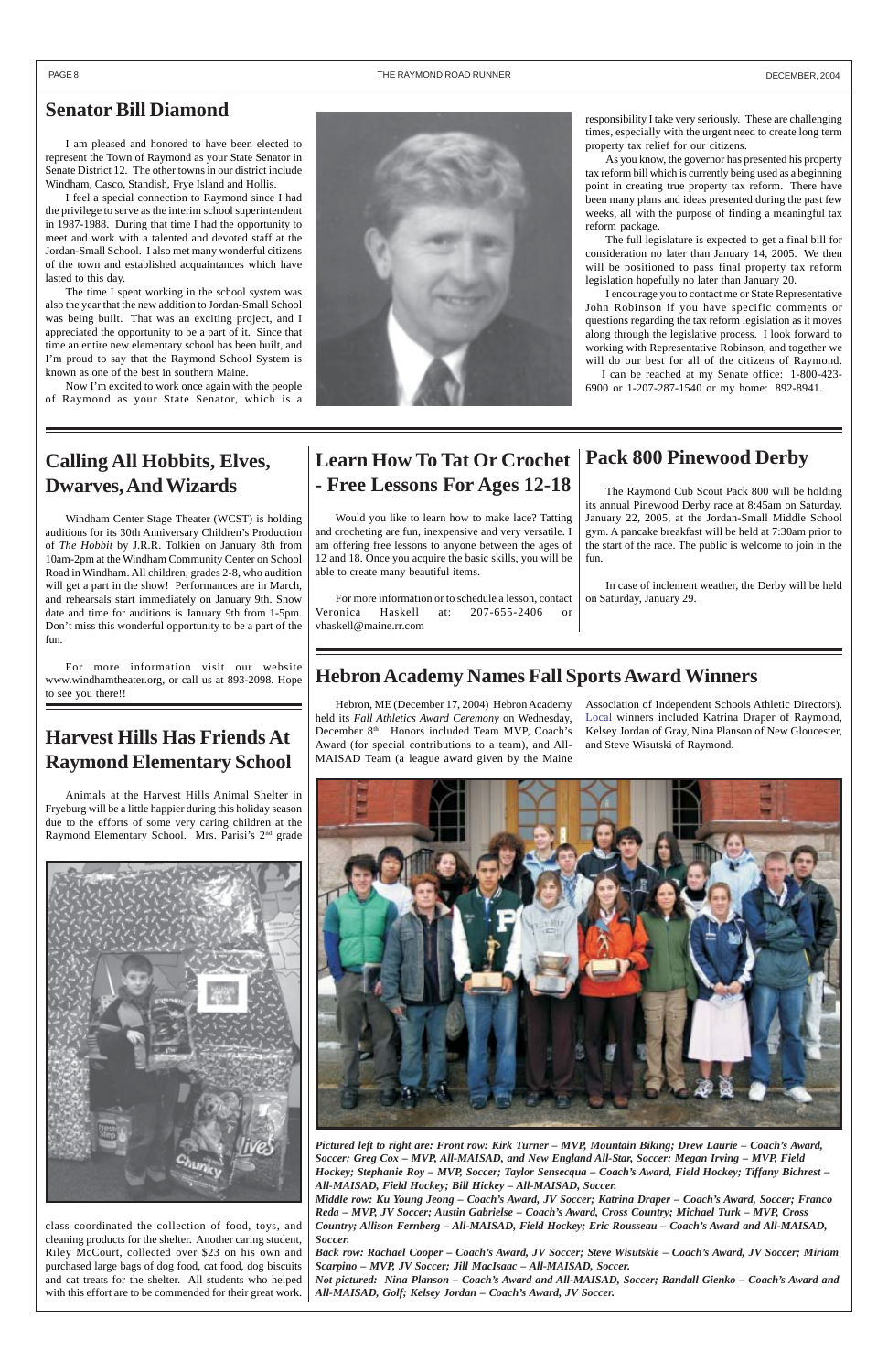## Senator Bill Diamond

I am pleased and honored to have been elected to represent the Town of Raymond as your State Senator in Senate District 12. The other towns in our district include Windham, Casco, Standish, Frye Island and Hollis.

I feel a special connection to Raymond since I had the privilege to serve as the interim school superintendent in 1987-1988. During that time I had the opportunity to meet and work with a talented and devoted staff at the Jordan-Small School. I also met many wonderful citizens of the town and established acquaintances which have lasted to this day.

The time I spent working in the school system was also the year that the new addition to Jordan-Small School was being built. That was an exciting project, and I appreciated the opportunity to be a part of it. Since that time an entire new elementary school has been built, and I'm proud to say that the Raymond School System is known as one of the best in southern Maine.

Now I'm excited to work once again with the people of Raymond as your State Senator, which is a responsibility I take very seriously. These are challenging times, especially with the urgent need to create long term property tax relief for our citizens.

As you know, the governor has presented his property tax reform bill which is currently being used as a beginning point in creating true property tax reform. There have been many plans and ideas presented during the past few weeks, all with the purpose of finding a meaningful tax reform package.

The full legislature is expected to get a final bill for consideration no later than January 14, 2005. We then will be positioned to pass final property tax reform legislation hopefully no later than January 20.

I encourage you to contact me or State Representative John Robinson if you have specific comments or questions regarding the tax reform legislation as it moves along through the legislative process. I look forward to working with Representative Robinson, and together we will do our best for all of the citizens of Raymond.

I can be reached at my Senate office: 1-800-423-6900 or 1-207-287-1540 or my home: 892-8941.

## Calling All Hobbits, Elves, Dwarves, And Wizards

Windham Center Stage Theater (WCST) is holding auditions for its 30th Anniversary Children's Production of *The Hobbit* by J.R.R. Tolkien on January 8th from 10am-2pm at the Windham Community Center on School Road in Windham. All children, grades 2-8, who audition will get a part in the show! Performances are in March, and rehearsals start immediately on January 9th. Snow date and time for auditions is January 9th from 1-5pm. Don't miss this wonderful opportunity to be a part of the fun.

For more information visit our website www.windhamtheater.org, or call us at 893-2098. Hope to see you there!!

## Learn How To Tat Or Crochet - Free Lessons For Ages 12-18

Would you like to learn how to make lace? Tatting and crocheting are fun, inexpensive and very versatile. I am offering free lessons to anyone between the ages of 12 and 18. Once you acquire the basic skills, you will be able to create many beautiful items.

For more information or to schedule a lesson, contact Veronica Haskell at: 207-655-2406 or vhaskell@maine.rr.com

## Pack 800 Pinewood Derby

The Raymond Cub Scout Pack 800 will be holding its annual Pinewood Derby race at 8:45am on Saturday, January 22, 2005, at the Jordan-Small Middle School gym. A pancake breakfast will be held at 7:30am prior to the start of the race. The public is welcome to join in the fun.

In case of inclement weather, the Derby will be held on Saturday, January 29.

## Harvest Hills Has Friends At Raymond Elementary School

Animals at the Harvest Hills Animal Shelter in Fryeburg will be a little happier during this holiday season due to the efforts of some very caring children at the Raymond Elementary School. Mrs. Parisi's 2nd grade class coordinated the collection of food, toys, and cleaning products for the shelter. Another caring student, Riley McCourt, collected over $23 on his own and purchased large bags of dog food, cat food, dog biscuits and cat treats for the shelter. All students who helped with this effort are to be commended for their great work.

## Hebron Academy Names Fall Sports Award Winners

Hebron, ME (December 17, 2004) Hebron Academy held its *Fall Athletics Award Ceremony* on Wednesday, December 8th. Honors included Team MVP, Coach's Award (for special contributions to a team), and All-MAISAD Team (a league award given by the Maine Association of Independent Schools Athletic Directors). Local winners included Katrina Draper of Raymond, Kelsey Jordan of Gray, Nina Planson of New Gloucester, and Steve Wisutski of Raymond.

***Pictured left to right are: Front row: Kirk Turner – MVP, Mountain Biking; Drew Laurie – Coach's Award, Soccer; Greg Cox – MVP, All-MAISAD, and New England All-Star, Soccer; Megan Irving – MVP, Field Hockey; Stephanie Roy – MVP, Soccer; Taylor Sensecqua – Coach's Award, Field Hockey; Tiffany Bichrest – All-MAISAD, Field Hockey; Bill Hickey – All-MAISAD, Soccer.***

***Middle row: Ku Young Jeong – Coach's Award, JV Soccer; Katrina Draper – Coach's Award, Soccer; Franco Reda – MVP, JV Soccer; Austin Gabrielse – Coach's Award, Cross Country; Michael Turk – MVP, Cross Country; Allison Fernberg – All-MAISAD, Field Hockey; Eric Rousseau – Coach's Award and All-MAISAD, Soccer.***

***Back row: Rachael Cooper – Coach's Award, JV Soccer; Steve Wisutskie – Coach's Award, JV Soccer; Miriam Scarpino – MVP, JV Soccer; Jill MacIsaac – All-MAISAD, Soccer.***

***Not pictured: Nina Planson – Coach's Award and All-MAISAD, Soccer; Randall Gienko – Coach's Award and All-MAISAD, Golf; Kelsey Jordan – Coach's Award, JV Soccer.***